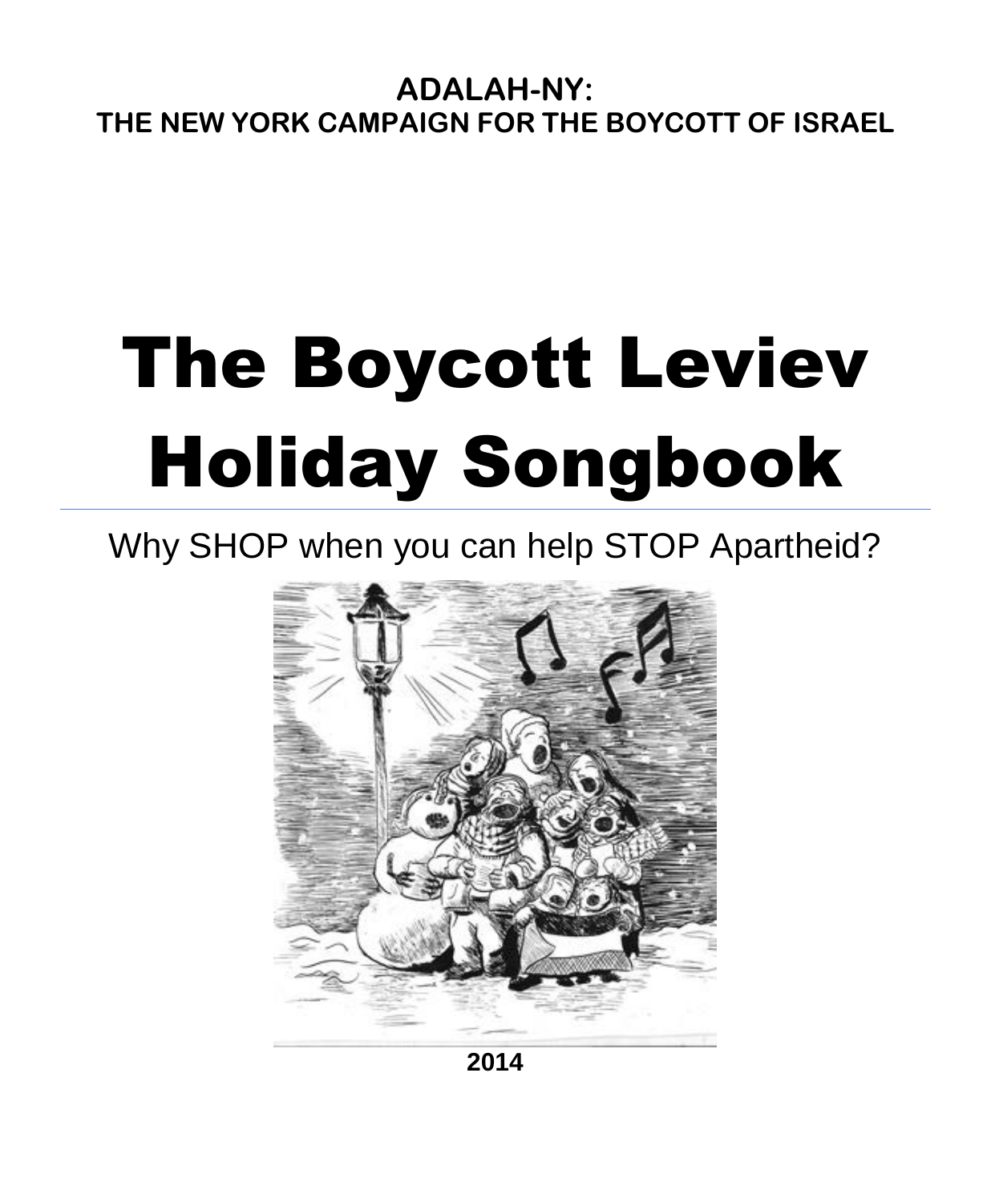**ADALAH-NY:**
**THE NEW YORK CAMPAIGN FOR THE BOYCOTT OF ISRAEL**

# The Boycott Leviev Holiday Songbook

Why SHOP when you can help STOP Apartheid?

**2014**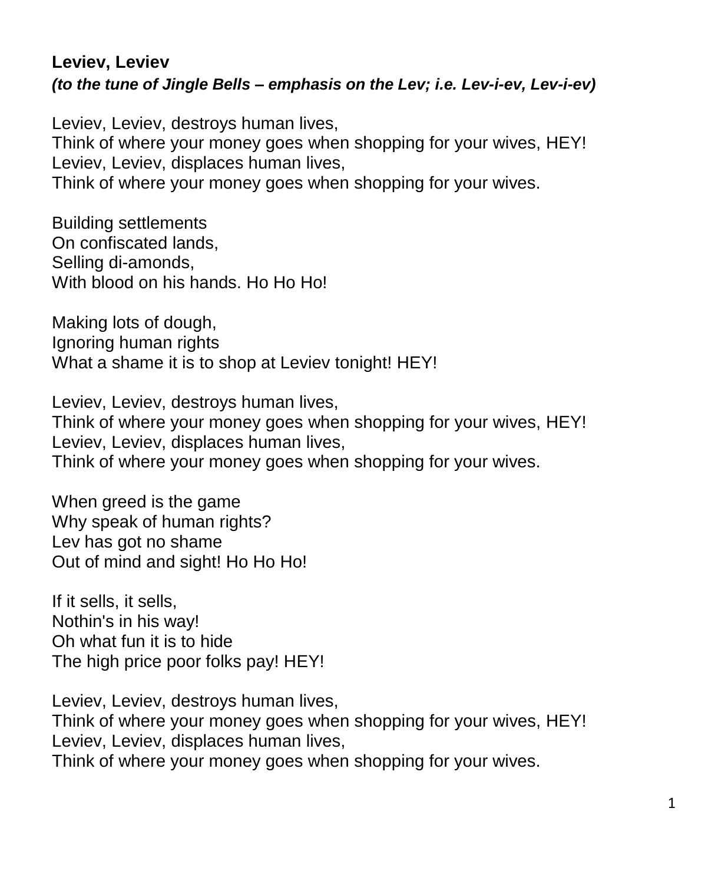**Leviev, Leviev**

***(to the tune of Jingle Bells – emphasis on the Lev; i.e. Lev-i-ev, Lev-i-ev)***

Leviev, Leviev, destroys human lives,
Think of where your money goes when shopping for your wives, HEY!
Leviev, Leviev, displaces human lives,
Think of where your money goes when shopping for your wives.

Building settlements
On confiscated lands,
Selling di-amonds,
With blood on his hands. Ho Ho Ho!

Making lots of dough,
Ignoring human rights
What a shame it is to shop at Leviev tonight! HEY!

Leviev, Leviev, destroys human lives,
Think of where your money goes when shopping for your wives, HEY!
Leviev, Leviev, displaces human lives,
Think of where your money goes when shopping for your wives.

When greed is the game
Why speak of human rights?
Lev has got no shame
Out of mind and sight! Ho Ho Ho!

If it sells, it sells,
Nothin's in his way!
Oh what fun it is to hide
The high price poor folks pay! HEY!

Leviev, Leviev, destroys human lives,
Think of where your money goes when shopping for your wives, HEY!
Leviev, Leviev, displaces human lives,
Think of where your money goes when shopping for your wives.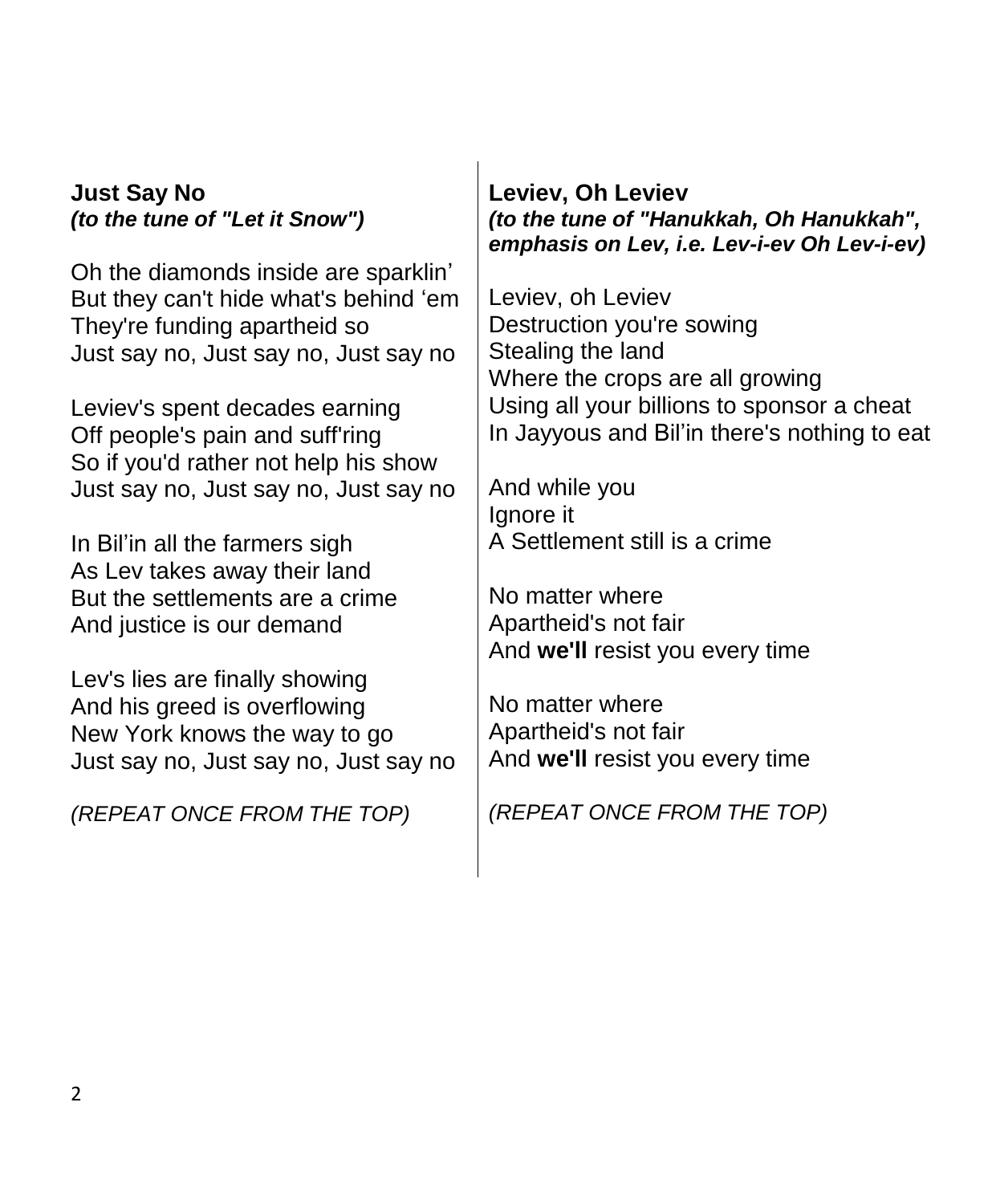**Just Say No**
***(to the tune of "Let it Snow")***

Oh the diamonds inside are sparklin'
But they can't hide what's behind 'em
They're funding apartheid so
Just say no, Just say no, Just say no

Leviev's spent decades earning
Off people's pain and suff'ring
So if you'd rather not help his show
Just say no, Just say no, Just say no

In Bil'in all the farmers sigh
As Lev takes away their land
But the settlements are a crime
And justice is our demand

Lev's lies are finally showing
And his greed is overflowing
New York knows the way to go
Just say no, Just say no, Just say no

*(REPEAT ONCE FROM THE TOP)*

**Leviev, Oh Leviev**
***(to the tune of "Hanukkah, Oh Hanukkah", emphasis on Lev, i.e. Lev-i-ev Oh Lev-i-ev)***

Leviev, oh Leviev
Destruction you're sowing
Stealing the land
Where the crops are all growing
Using all your billions to sponsor a cheat
In Jayyous and Bil'in there's nothing to eat

And while you
Ignore it
A Settlement still is a crime

No matter where
Apartheid's not fair
And **we'll** resist you every time

No matter where
Apartheid's not fair
And **we'll** resist you every time

*(REPEAT ONCE FROM THE TOP)*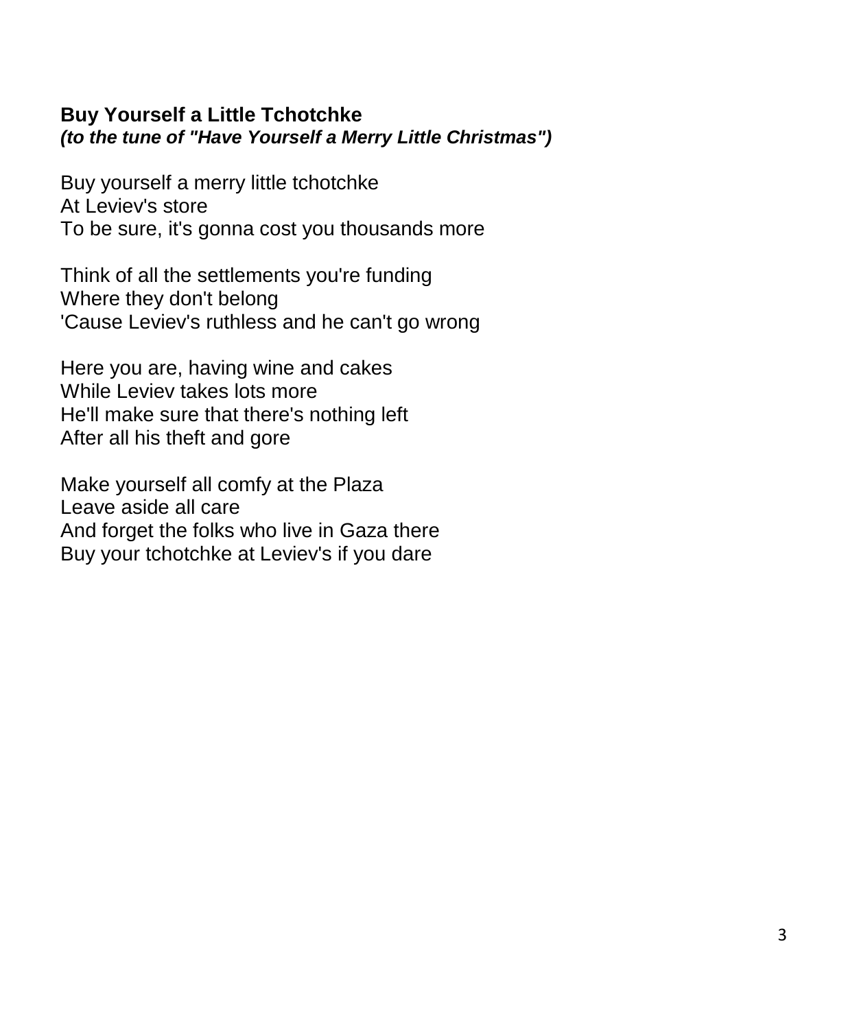**Buy Yourself a Little Tchotchke**
***(to the tune of "Have Yourself a Merry Little Christmas")***

Buy yourself a merry little tchotchke
At Leviev's store
To be sure, it's gonna cost you thousands more

Think of all the settlements you're funding
Where they don't belong
'Cause Leviev's ruthless and he can't go wrong

Here you are, having wine and cakes
While Leviev takes lots more
He'll make sure that there's nothing left
After all his theft and gore

Make yourself all comfy at the Plaza
Leave aside all care
And forget the folks who live in Gaza there
Buy your tchotchke at Leviev's if you dare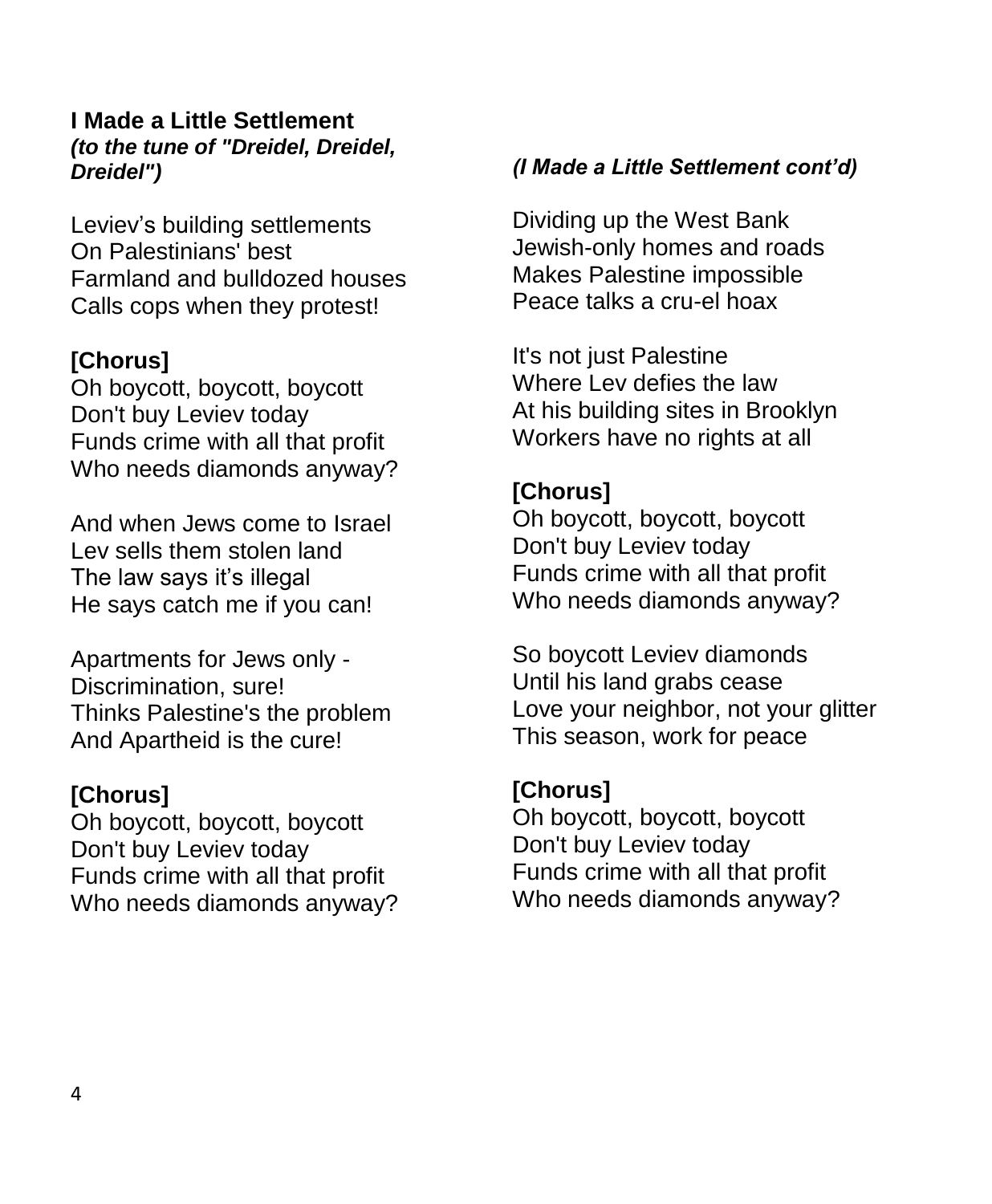**I Made a Little Settlement**
***(to the tune of "Dreidel, Dreidel, Dreidel")***

Leviev's building settlements
On Palestinians' best
Farmland and bulldozed houses
Calls cops when they protest!

**[Chorus]**
Oh boycott, boycott, boycott
Don't buy Leviev today
Funds crime with all that profit
Who needs diamonds anyway?

And when Jews come to Israel
Lev sells them stolen land
The law says it's illegal
He says catch me if you can!

Apartments for Jews only -
Discrimination, sure!
Thinks Palestine's the problem
And Apartheid is the cure!

**[Chorus]**
Oh boycott, boycott, boycott
Don't buy Leviev today
Funds crime with all that profit
Who needs diamonds anyway?

***(I Made a Little Settlement cont'd)***

Dividing up the West Bank
Jewish-only homes and roads
Makes Palestine impossible
Peace talks a cru-el hoax

It's not just Palestine
Where Lev defies the law
At his building sites in Brooklyn
Workers have no rights at all

**[Chorus]**
Oh boycott, boycott, boycott
Don't buy Leviev today
Funds crime with all that profit
Who needs diamonds anyway?

So boycott Leviev diamonds
Until his land grabs cease
Love your neighbor, not your glitter
This season, work for peace

**[Chorus]**
Oh boycott, boycott, boycott
Don't buy Leviev today
Funds crime with all that profit
Who needs diamonds anyway?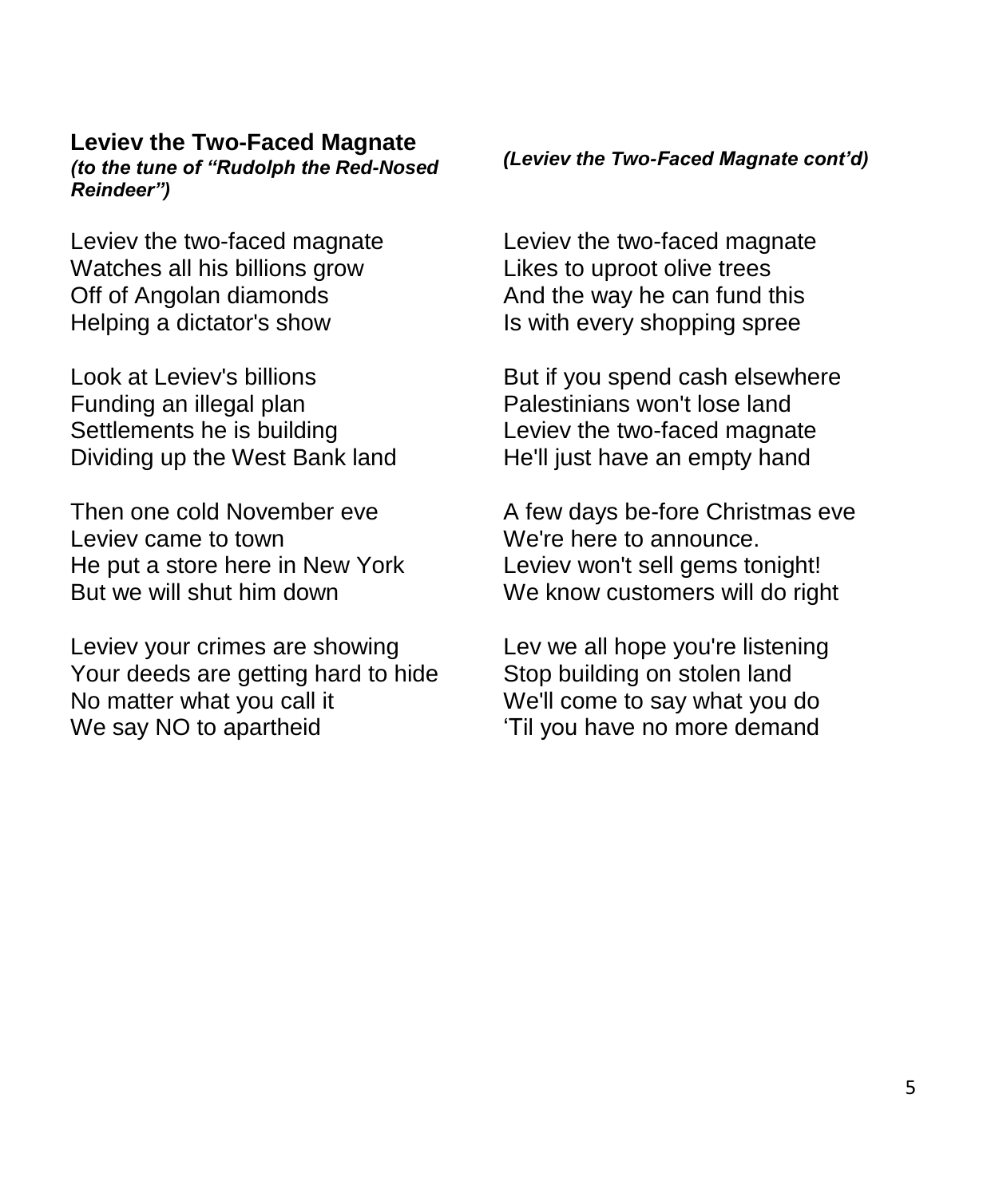**Leviev the Two-Faced Magnate**
***(to the tune of "Rudolph the Red-Nosed Reindeer")***

Leviev the two-faced magnate
Watches all his billions grow
Off of Angolan diamonds
Helping a dictator's show

Look at Leviev's billions
Funding an illegal plan
Settlements he is building
Dividing up the West Bank land

Then one cold November eve
Leviev came to town
He put a store here in New York
But we will shut him down

Leviev your crimes are showing
Your deeds are getting hard to hide
No matter what you call it
We say NO to apartheid

***(Leviev the Two-Faced Magnate cont'd)***

Leviev the two-faced magnate
Likes to uproot olive trees
And the way he can fund this
Is with every shopping spree

But if you spend cash elsewhere
Palestinians won't lose land
Leviev the two-faced magnate
He'll just have an empty hand

A few days be-fore Christmas eve
We're here to announce.
Leviev won't sell gems tonight!
We know customers will do right

Lev we all hope you're listening
Stop building on stolen land
We'll come to say what you do
'Til you have no more demand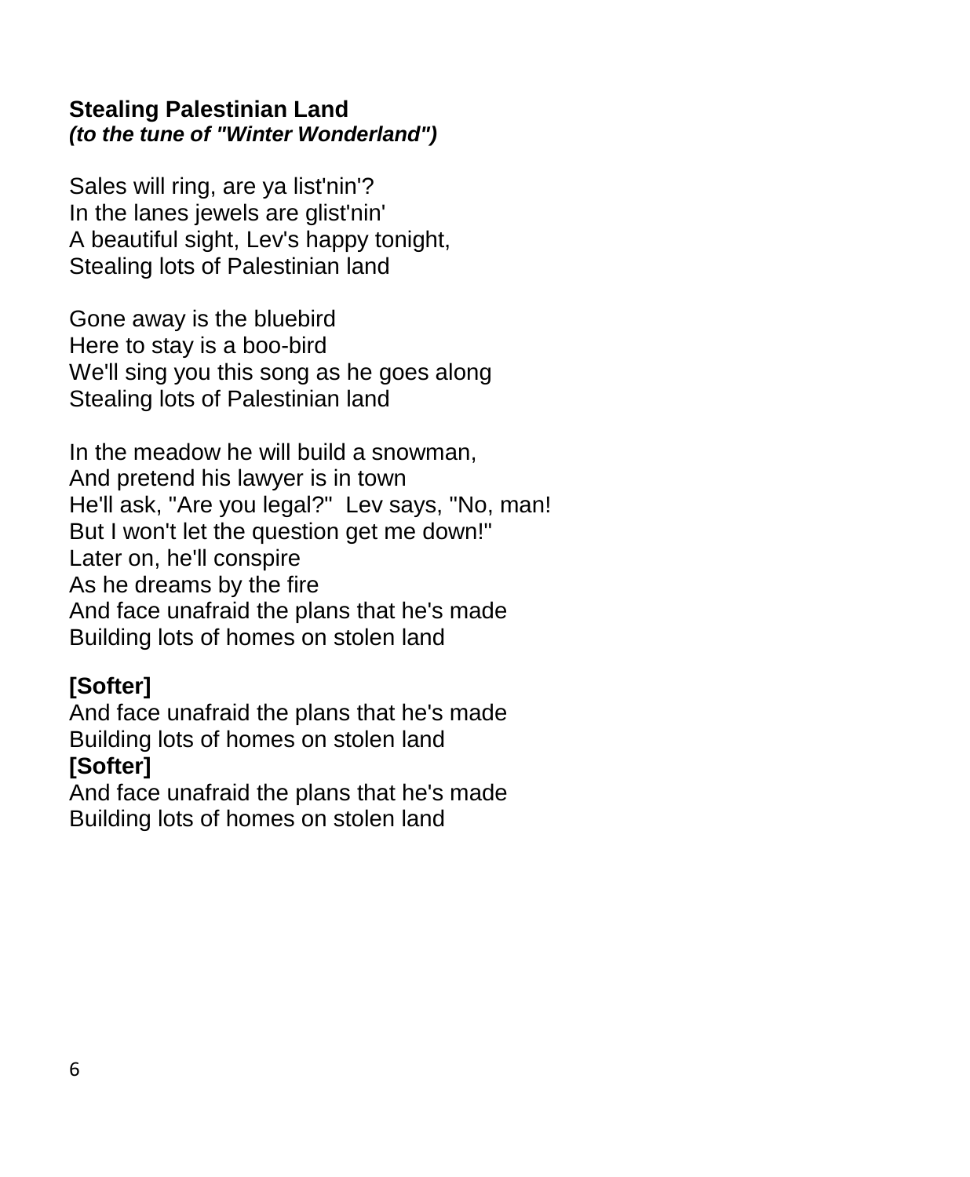**Stealing Palestinian Land**
***(to the tune of "Winter Wonderland")***

Sales will ring, are ya list'nin'?
In the lanes jewels are glist'nin'
A beautiful sight, Lev's happy tonight,
Stealing lots of Palestinian land

Gone away is the bluebird
Here to stay is a boo-bird
We'll sing you this song as he goes along
Stealing lots of Palestinian land

In the meadow he will build a snowman,
And pretend his lawyer is in town
He'll ask, "Are you legal?"  Lev says, "No, man!
But I won't let the question get me down!"
Later on, he'll conspire
As he dreams by the fire
And face unafraid the plans that he's made
Building lots of homes on stolen land

**[Softer]**
And face unafraid the plans that he's made
Building lots of homes on stolen land
**[Softer]**
And face unafraid the plans that he's made
Building lots of homes on stolen land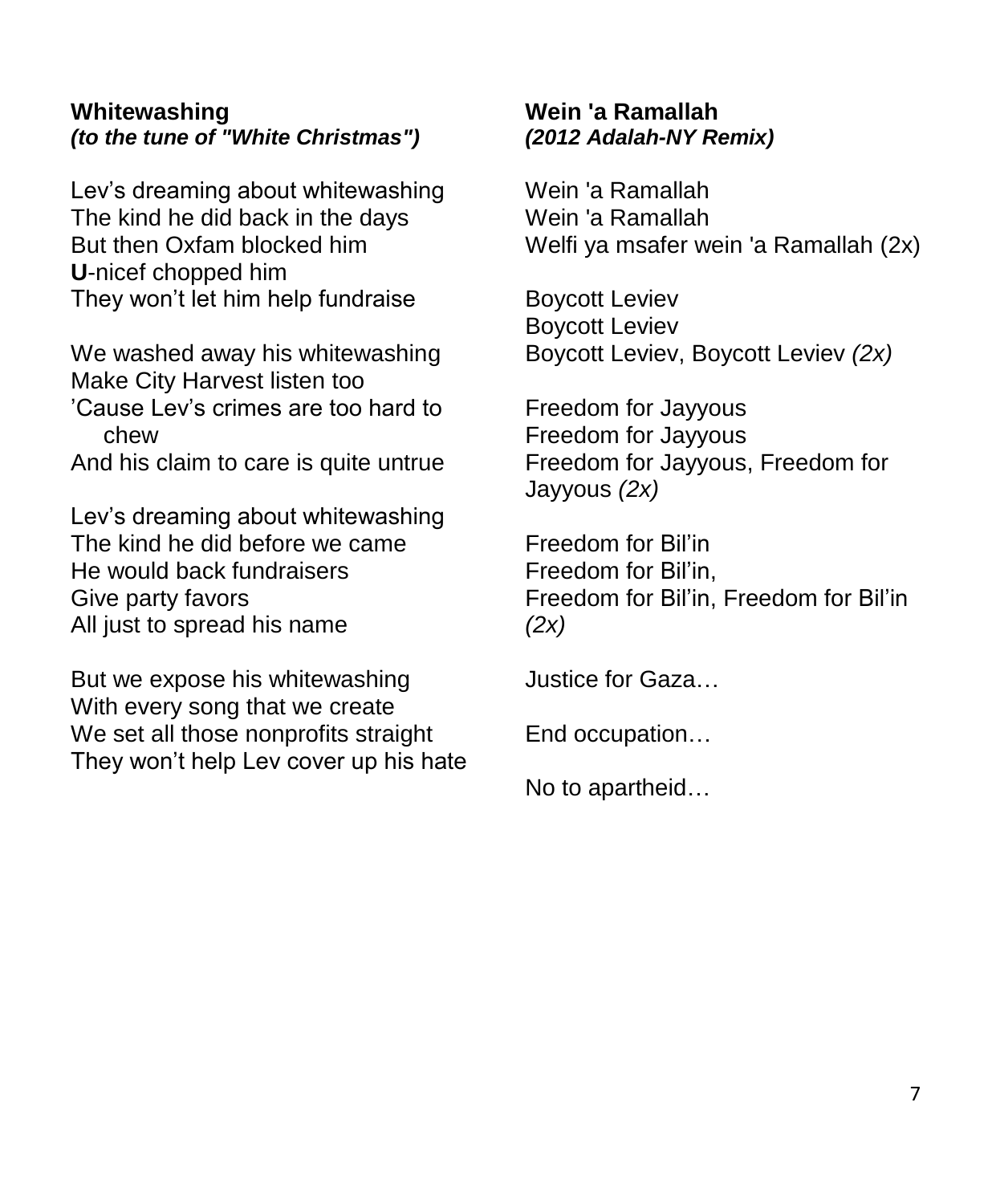**Whitewashing**
***(to the tune of "White Christmas")***

Lev's dreaming about whitewashing
The kind he did back in the days
But then Oxfam blocked him
**U**-nicef chopped him
They won't let him help fundraise

We washed away his whitewashing
Make City Harvest listen too
'Cause Lev's crimes are too hard to chew
And his claim to care is quite untrue

Lev's dreaming about whitewashing
The kind he did before we came
He would back fundraisers
Give party favors
All just to spread his name

But we expose his whitewashing
With every song that we create
We set all those nonprofits straight
They won't help Lev cover up his hate

**Wein 'a Ramallah**
***(2012 Adalah-NY Remix)***

Wein 'a Ramallah
Wein 'a Ramallah
Welfi ya msafer wein 'a Ramallah (2x)

Boycott Leviev
Boycott Leviev
Boycott Leviev, Boycott Leviev *(2x)*

Freedom for Jayyous
Freedom for Jayyous
Freedom for Jayyous, Freedom for Jayyous *(2x)*

Freedom for Bil'in
Freedom for Bil'in,
Freedom for Bil'in, Freedom for Bil'in *(2x)*

Justice for Gaza…

End occupation…

No to apartheid…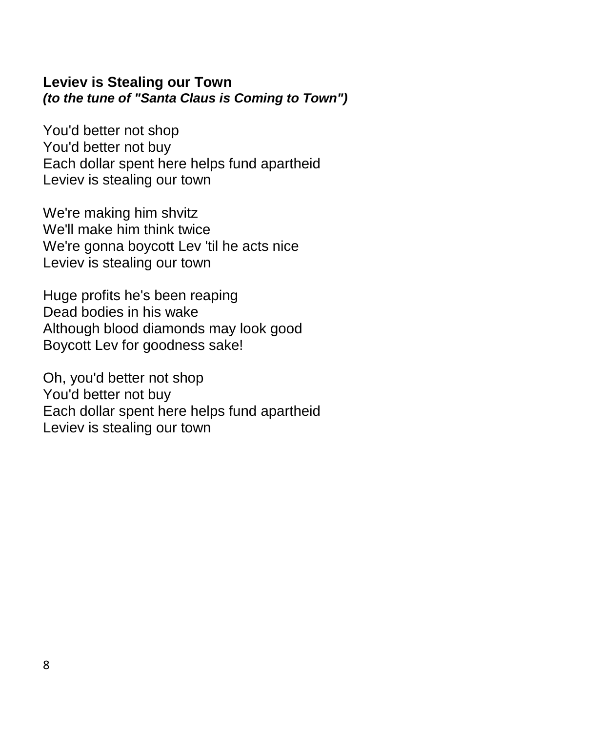**Leviev is Stealing our Town**
***(to the tune of "Santa Claus is Coming to Town")***

You'd better not shop
You'd better not buy
Each dollar spent here helps fund apartheid
Leviev is stealing our town

We're making him shvitz
We'll make him think twice
We're gonna boycott Lev 'til he acts nice
Leviev is stealing our town

Huge profits he's been reaping
Dead bodies in his wake
Although blood diamonds may look good
Boycott Lev for goodness sake!

Oh, you'd better not shop
You'd better not buy
Each dollar spent here helps fund apartheid
Leviev is stealing our town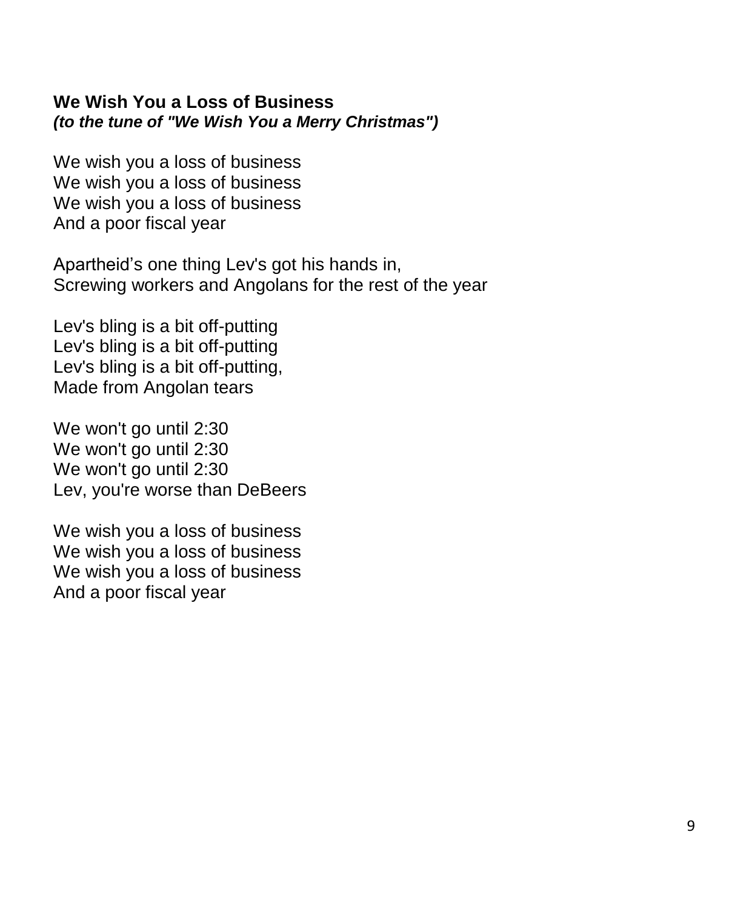**We Wish You a Loss of Business**
***(to the tune of "We Wish You a Merry Christmas")***

We wish you a loss of business
We wish you a loss of business
We wish you a loss of business
And a poor fiscal year

Apartheid's one thing Lev's got his hands in,
Screwing workers and Angolans for the rest of the year

Lev's bling is a bit off-putting
Lev's bling is a bit off-putting
Lev's bling is a bit off-putting,
Made from Angolan tears

We won't go until 2:30
We won't go until 2:30
We won't go until 2:30
Lev, you're worse than DeBeers

We wish you a loss of business
We wish you a loss of business
We wish you a loss of business
And a poor fiscal year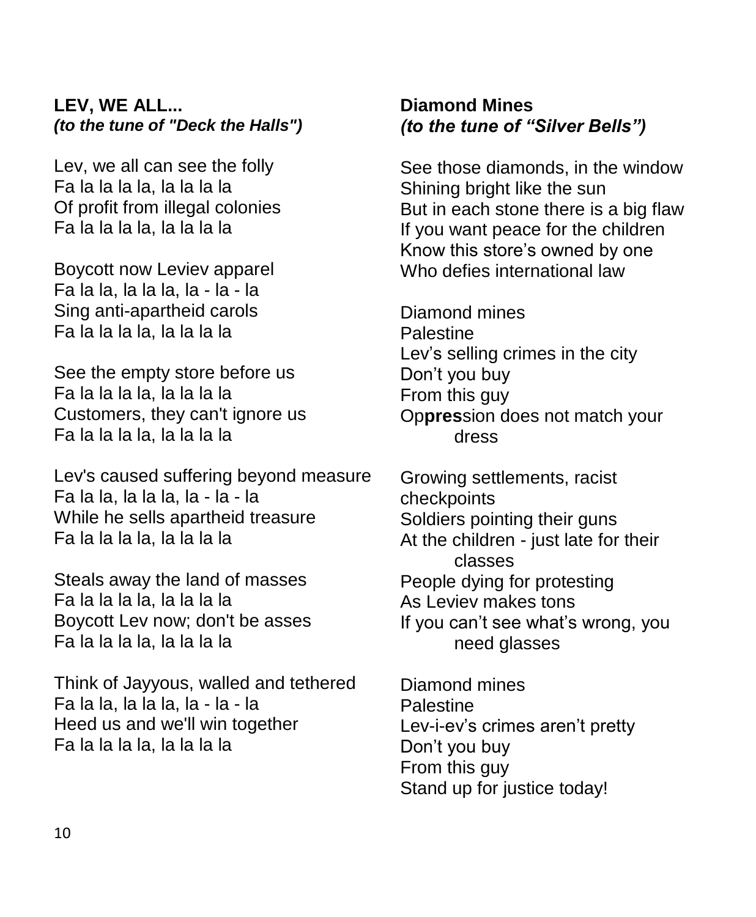**LEV, WE ALL...**
***(to the tune of "Deck the Halls")***

Lev, we all can see the folly
Fa la la la la, la la la la
Of profit from illegal colonies
Fa la la la la, la la la la

Boycott now Leviev apparel
Fa la la, la la la, la - la - la
Sing anti-apartheid carols
Fa la la la la, la la la la

See the empty store before us
Fa la la la la, la la la la
Customers, they can't ignore us
Fa la la la la, la la la la

Lev's caused suffering beyond measure
Fa la la, la la la, la - la - la
While he sells apartheid treasure
Fa la la la la, la la la la

Steals away the land of masses
Fa la la la la, la la la la
Boycott Lev now; don't be asses
Fa la la la la, la la la la

Think of Jayyous, walled and tethered
Fa la la, la la la, la - la - la
Heed us and we'll win together
Fa la la la la, la la la la

**Diamond Mines**
***(to the tune of "Silver Bells")***

See those diamonds, in the window
Shining bright like the sun
But in each stone there is a big flaw
If you want peace for the children
Know this store's owned by one
Who defies international law

Diamond mines
Palestine
Lev's selling crimes in the city
Don't you buy
From this guy
Op**pres**sion does not match your dress

Growing settlements, racist checkpoints
Soldiers pointing their guns
At the children - just late for their classes
People dying for protesting
As Leviev makes tons
If you can't see what's wrong, you need glasses

Diamond mines
Palestine
Lev-i-ev's crimes aren't pretty
Don't you buy
From this guy
Stand up for justice today!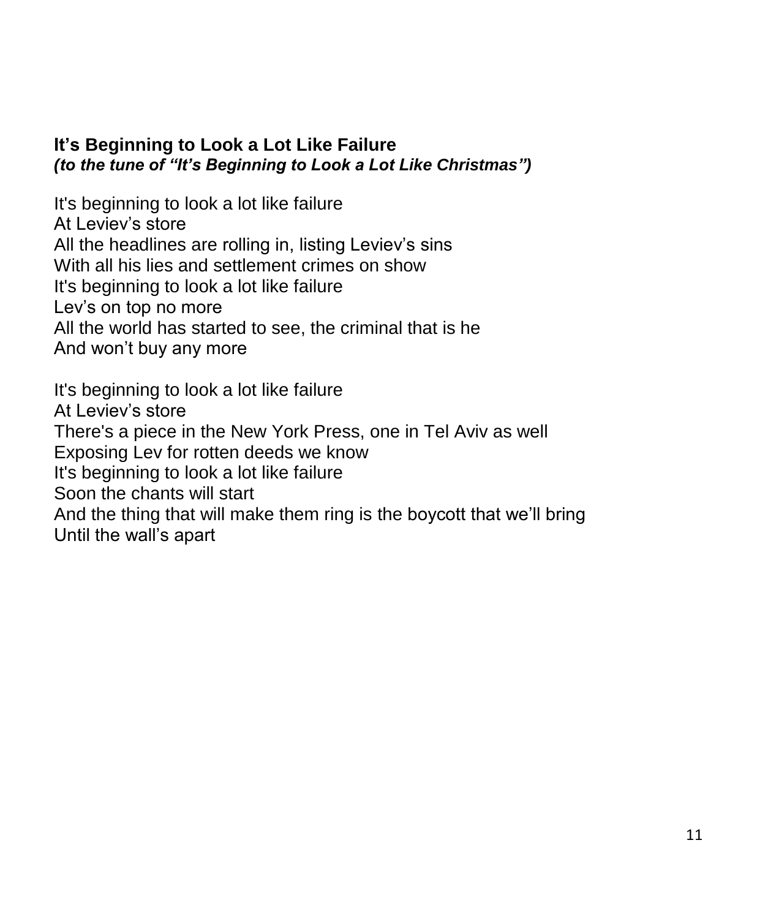**It's Beginning to Look a Lot Like Failure**
***(to the tune of "It's Beginning to Look a Lot Like Christmas")***

It's beginning to look a lot like failure
At Leviev's store
All the headlines are rolling in, listing Leviev's sins
With all his lies and settlement crimes on show
It's beginning to look a lot like failure
Lev's on top no more
All the world has started to see, the criminal that is he
And won't buy any more

It's beginning to look a lot like failure
At Leviev's store
There's a piece in the New York Press, one in Tel Aviv as well
Exposing Lev for rotten deeds we know
It's beginning to look a lot like failure
Soon the chants will start
And the thing that will make them ring is the boycott that we'll bring
Until the wall's apart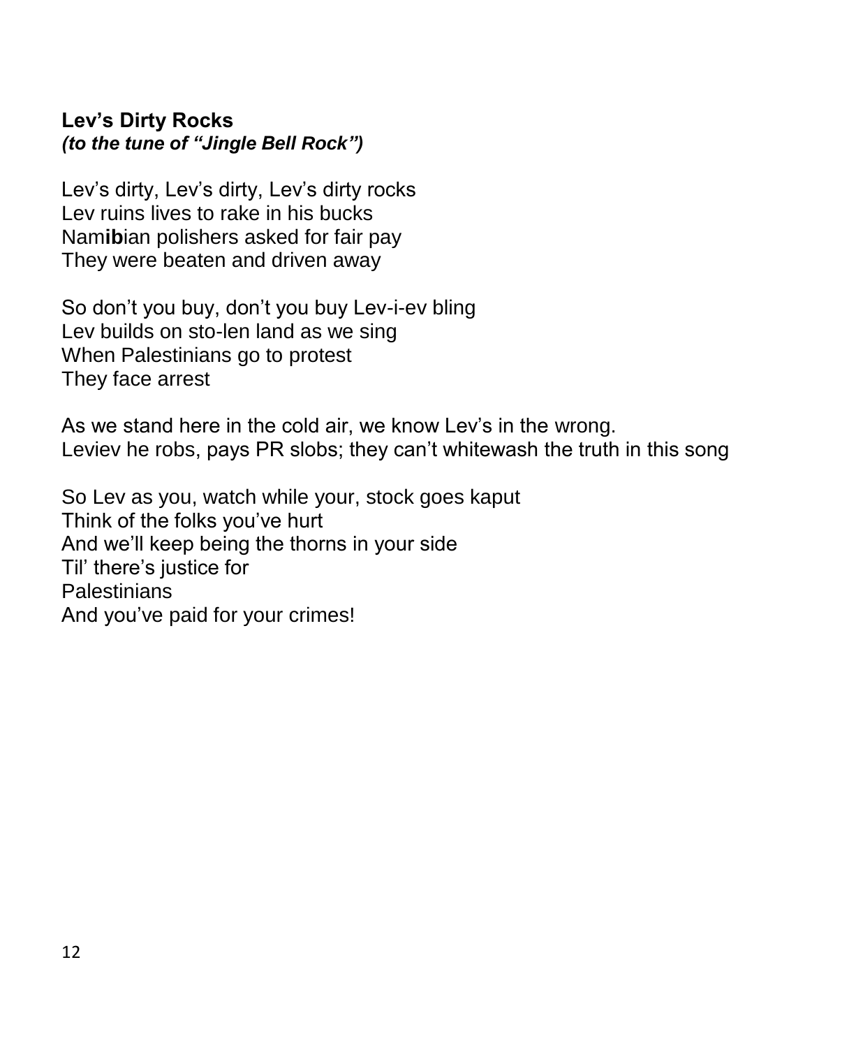**Lev's Dirty Rocks**
***(to the tune of "Jingle Bell Rock")***

Lev's dirty, Lev's dirty, Lev's dirty rocks
Lev ruins lives to rake in his bucks
Nam**ib**ian polishers asked for fair pay
They were beaten and driven away

So don't you buy, don't you buy Lev-i-ev bling
Lev builds on sto-len land as we sing
When Palestinians go to protest
They face arrest

As we stand here in the cold air, we know Lev's in the wrong.
Leviev he robs, pays PR slobs; they can't whitewash the truth in this song

So Lev as you, watch while your, stock goes kaput
Think of the folks you've hurt
And we'll keep being the thorns in your side
Til' there's justice for
Palestinians
And you've paid for your crimes!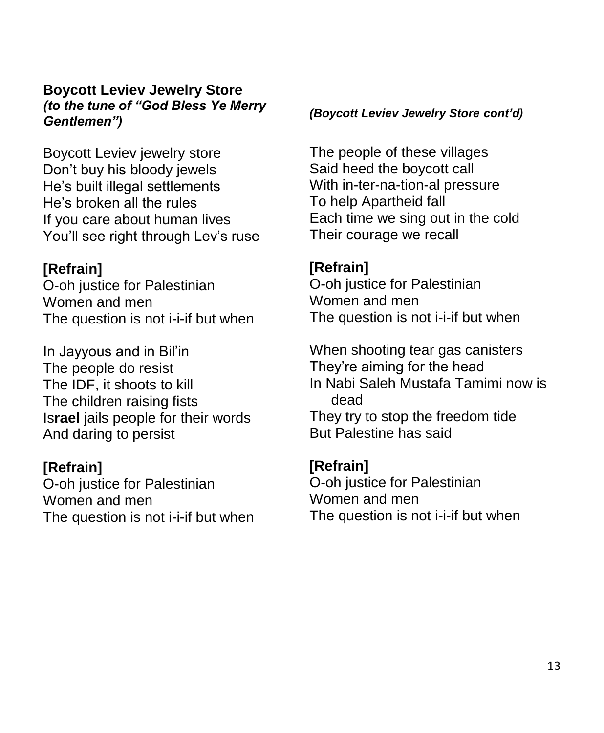**Boycott Leviev Jewelry Store**
***(to the tune of "God Bless Ye Merry Gentlemen")***

Boycott Leviev jewelry store
Don't buy his bloody jewels
He's built illegal settlements
He's broken all the rules
If you care about human lives
You'll see right through Lev's ruse

**[Refrain]**
O-oh justice for Palestinian
Women and men
The question is not i-i-if but when

In Jayyous and in Bil'in
The people do resist
The IDF, it shoots to kill
The children raising fists
Is**rael** jails people for their words
And daring to persist

**[Refrain]**
O-oh justice for Palestinian
Women and men
The question is not i-i-if but when

***(Boycott Leviev Jewelry Store cont'd)***

The people of these villages
Said heed the boycott call
With in-ter-na-tion-al pressure
To help Apartheid fall
Each time we sing out in the cold
Their courage we recall

**[Refrain]**
O-oh justice for Palestinian
Women and men
The question is not i-i-if but when

When shooting tear gas canisters
They're aiming for the head
In Nabi Saleh Mustafa Tamimi now is dead
They try to stop the freedom tide
But Palestine has said

**[Refrain]**
O-oh justice for Palestinian
Women and men
The question is not i-i-if but when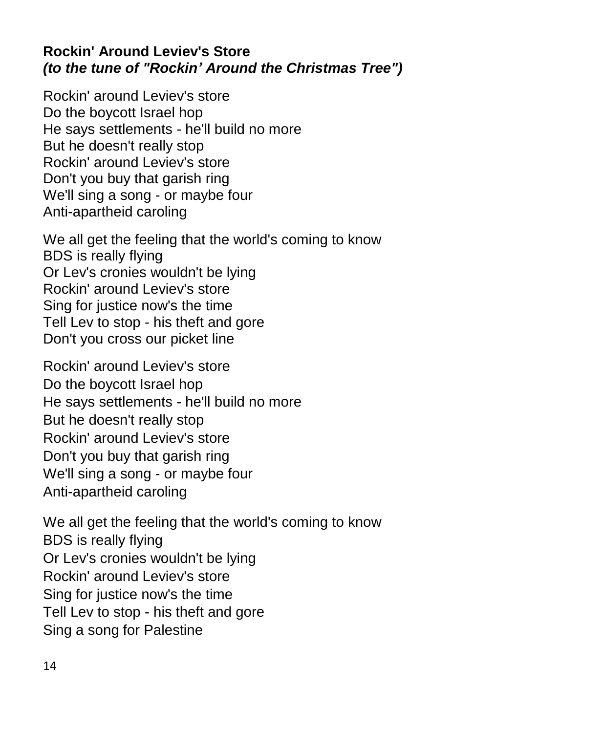**Rockin' Around Leviev's Store**
***(to the tune of "Rockin' Around the Christmas Tree")***

Rockin' around Leviev's store
Do the boycott Israel hop
He says settlements - he'll build no more
But he doesn't really stop
Rockin' around Leviev's store
Don't you buy that garish ring
We'll sing a song - or maybe four
Anti-apartheid caroling

We all get the feeling that the world's coming to know
BDS is really flying
Or Lev's cronies wouldn't be lying
Rockin' around Leviev's store
Sing for justice now's the time
Tell Lev to stop - his theft and gore
Don't you cross our picket line

Rockin' around Leviev's store
Do the boycott Israel hop
He says settlements - he'll build no more
But he doesn't really stop
Rockin' around Leviev's store
Don't you buy that garish ring
We'll sing a song - or maybe four
Anti-apartheid caroling

We all get the feeling that the world's coming to know
BDS is really flying
Or Lev's cronies wouldn't be lying
Rockin' around Leviev's store
Sing for justice now's the time
Tell Lev to stop - his theft and gore
Sing a song for Palestine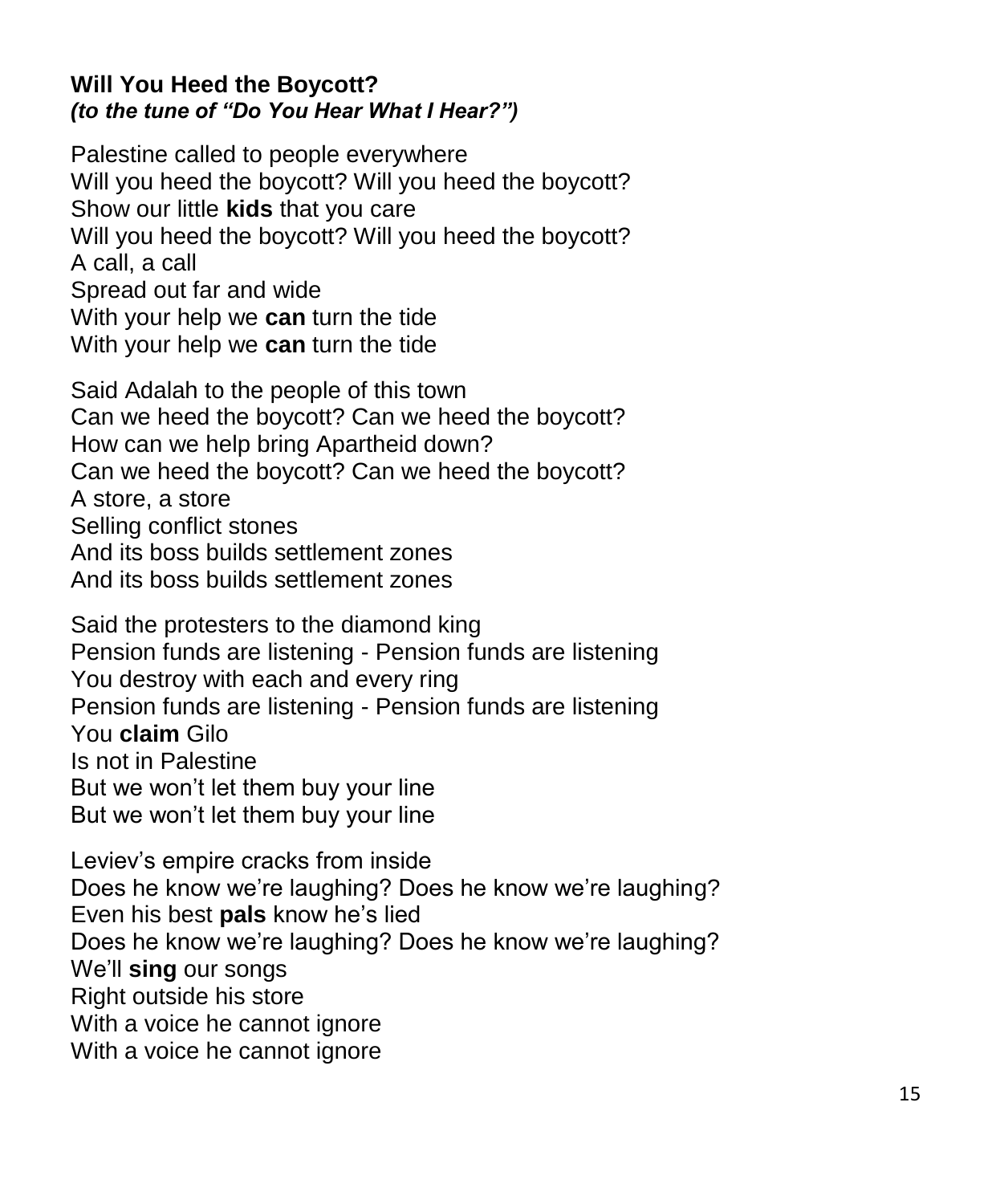**Will You Heed the Boycott?**
***(to the tune of "Do You Hear What I Hear?")***

Palestine called to people everywhere
Will you heed the boycott? Will you heed the boycott?
Show our little **kids** that you care
Will you heed the boycott? Will you heed the boycott?
A call, a call
Spread out far and wide
With your help we **can** turn the tide
With your help we **can** turn the tide

Said Adalah to the people of this town
Can we heed the boycott? Can we heed the boycott?
How can we help bring Apartheid down?
Can we heed the boycott? Can we heed the boycott?
A store, a store
Selling conflict stones
And its boss builds settlement zones
And its boss builds settlement zones

Said the protesters to the diamond king
Pension funds are listening - Pension funds are listening
You destroy with each and every ring
Pension funds are listening - Pension funds are listening
You **claim** Gilo
Is not in Palestine
But we won't let them buy your line
But we won't let them buy your line

Leviev's empire cracks from inside
Does he know we're laughing? Does he know we're laughing?
Even his best **pals** know he's lied
Does he know we're laughing? Does he know we're laughing?
We'll **sing** our songs
Right outside his store
With a voice he cannot ignore
With a voice he cannot ignore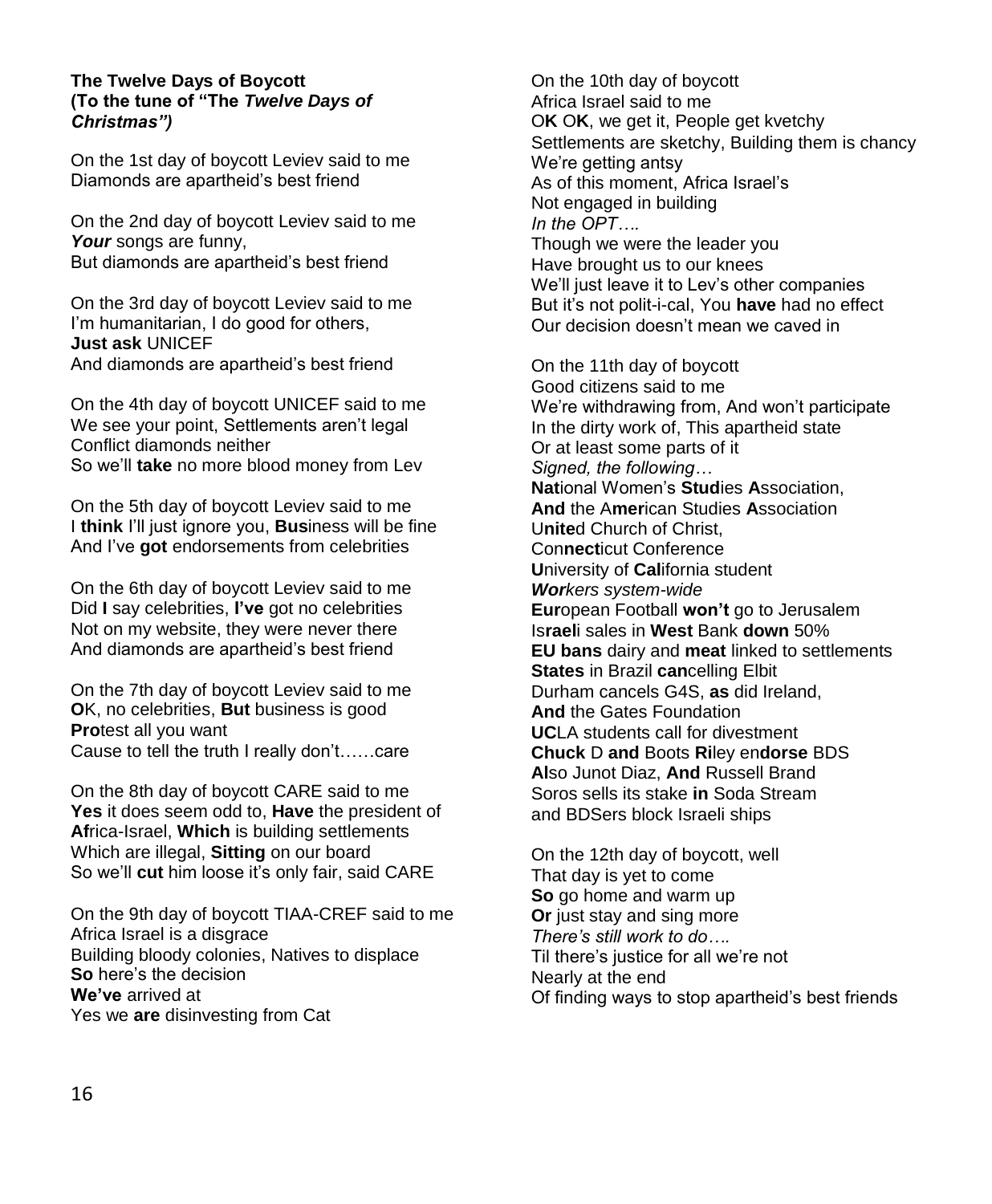**The Twelve Days of Boycott**
**(To the tune of "The *Twelve Days of Christmas")***

On the 1st day of boycott Leviev said to me
Diamonds are apartheid's best friend

On the 2nd day of boycott Leviev said to me
***Your*** songs are funny,
But diamonds are apartheid's best friend

On the 3rd day of boycott Leviev said to me
I'm humanitarian, I do good for others,
**Just ask** UNICEF
And diamonds are apartheid's best friend

On the 4th day of boycott UNICEF said to me
We see your point, Settlements aren't legal
Conflict diamonds neither
So we'll **take** no more blood money from Lev

On the 5th day of boycott Leviev said to me
I **think** I'll just ignore you, **Bus**iness will be fine
And I've **got** endorsements from celebrities

On the 6th day of boycott Leviev said to me
Did **I** say celebrities, **I've** got no celebrities
Not on my website, they were never there
And diamonds are apartheid's best friend

On the 7th day of boycott Leviev said to me
**O**K, no celebrities, **But** business is good
**Pro**test all you want
Cause to tell the truth I really don't……care

On the 8th day of boycott CARE said to me
**Yes** it does seem odd to, **Have** the president of
**Af**rica-Israel, **Which** is building settlements
Which are illegal, **Sitting** on our board
So we'll **cut** him loose it's only fair, said CARE

On the 9th day of boycott TIAA-CREF said to me
Africa Israel is a disgrace
Building bloody colonies, Natives to displace
**So** here's the decision
**We've** arrived at
Yes we **are** disinvesting from Cat

On the 10th day of boycott
Africa Israel said to me
O**K** O**K**, we get it, People get kvetchy
Settlements are sketchy, Building them is chancy
We're getting antsy
As of this moment, Africa Israel's
Not engaged in building
*In the OPT….*
Though we were the leader you
Have brought us to our knees
We'll just leave it to Lev's other companies
But it's not polit-i-cal, You **have** had no effect
Our decision doesn't mean we caved in

On the 11th day of boycott
Good citizens said to me
We're withdrawing from, And won't participate
In the dirty work of, This apartheid state
Or at least some parts of it
*Signed, the following…*
**Nat**ional Women's **Stud**ies **A**ssociation,
**And** the A**mer**ican Studies **A**ssociation
U**nite**d Church of Christ,
Con**necti**cut Conference
**U**niversity of **Cal**ifornia student
***Wor****kers system-wide*
**Eur**opean Football **won't** go to Jerusalem
Is**rael**i sales in **West** Bank **down** 50%
**EU bans** dairy and **meat** linked to settlements
**States** in Brazil **can**celling Elbit
Durham cancels G4S, **as** did Ireland,
**And** the Gates Foundation
**UC**LA students call for divestment
**Chuck** D **and** Boots **Ri**ley en**dorse** BDS
**Al**so Junot Diaz, **And** Russell Brand
Soros sells its stake **in** Soda Stream
and BDSers block Israeli ships

On the 12th day of boycott, well
That day is yet to come
**So** go home and warm up
**Or** just stay and sing more
*There's still work to do….*
Til there's justice for all we're not
Nearly at the end
Of finding ways to stop apartheid's best friends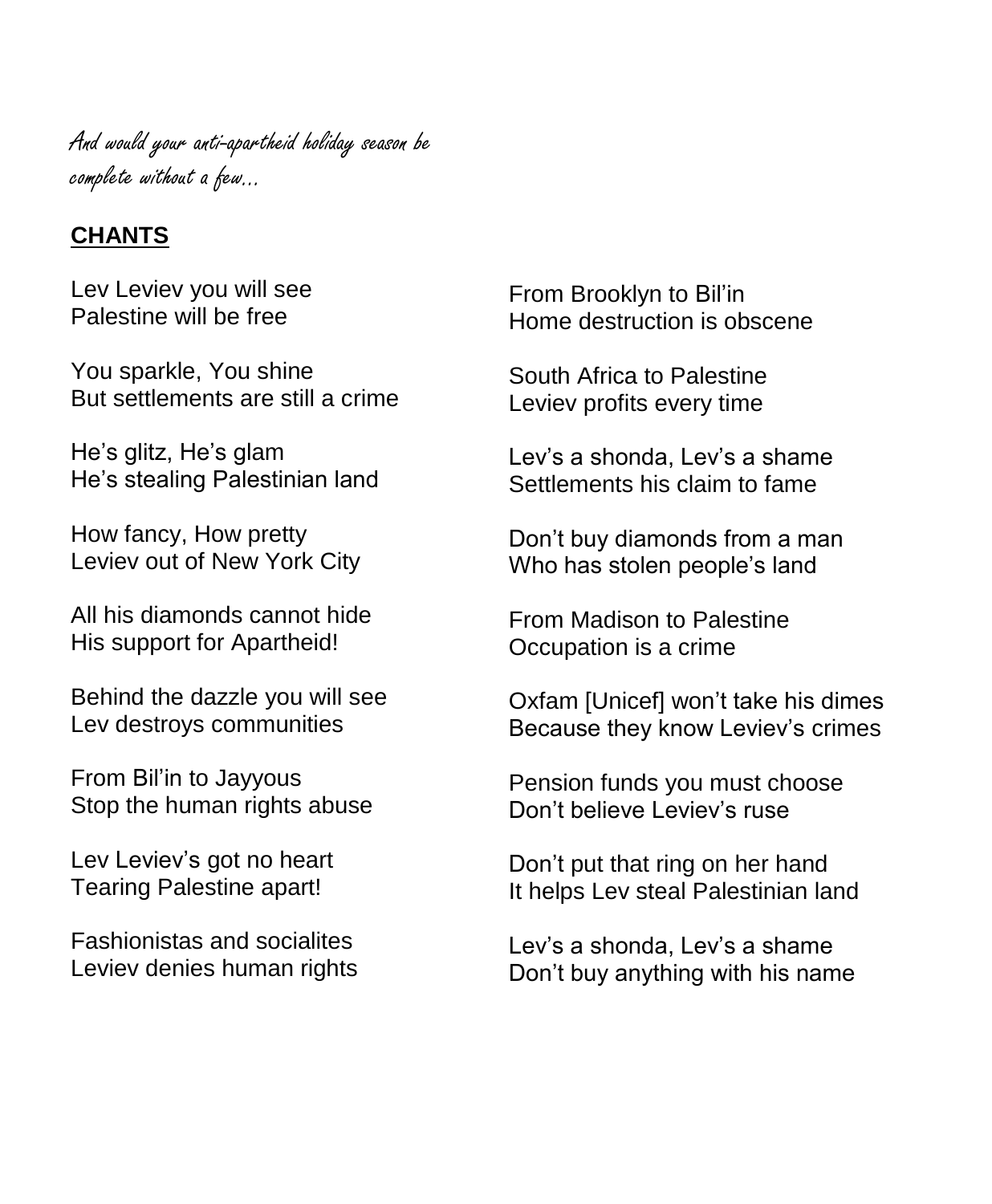*And would your anti-apartheid holiday season be complete without a few…*

**CHANTS**

Lev Leviev you will see
Palestine will be free

You sparkle, You shine
But settlements are still a crime

He's glitz, He's glam
He's stealing Palestinian land

How fancy, How pretty
Leviev out of New York City

All his diamonds cannot hide
His support for Apartheid!

Behind the dazzle you will see
Lev destroys communities

From Bil'in to Jayyous
Stop the human rights abuse

Lev Leviev's got no heart
Tearing Palestine apart!

Fashionistas and socialites
Leviev denies human rights

From Brooklyn to Bil'in
Home destruction is obscene

South Africa to Palestine
Leviev profits every time

Lev's a shonda, Lev's a shame
Settlements his claim to fame

Don't buy diamonds from a man
Who has stolen people's land

From Madison to Palestine
Occupation is a crime

Oxfam [Unicef] won't take his dimes
Because they know Leviev's crimes

Pension funds you must choose
Don't believe Leviev's ruse

Don't put that ring on her hand
It helps Lev steal Palestinian land

Lev's a shonda, Lev's a shame
Don't buy anything with his name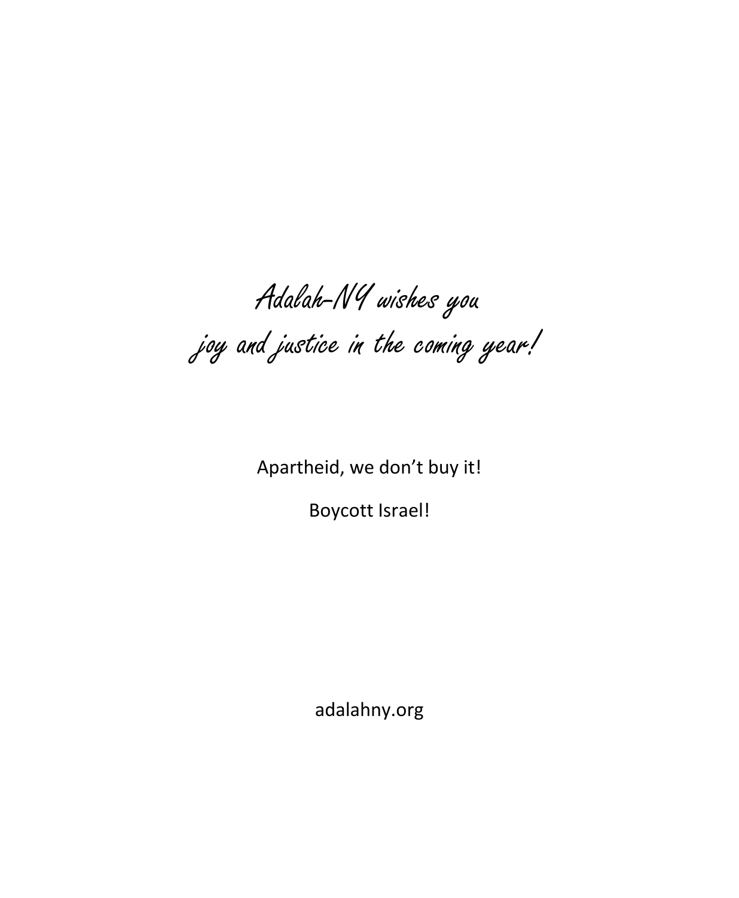*Adalah-NY wishes you*
*joy and justice in the coming year!*

Apartheid, we don't buy it!

Boycott Israel!

adalahny.org